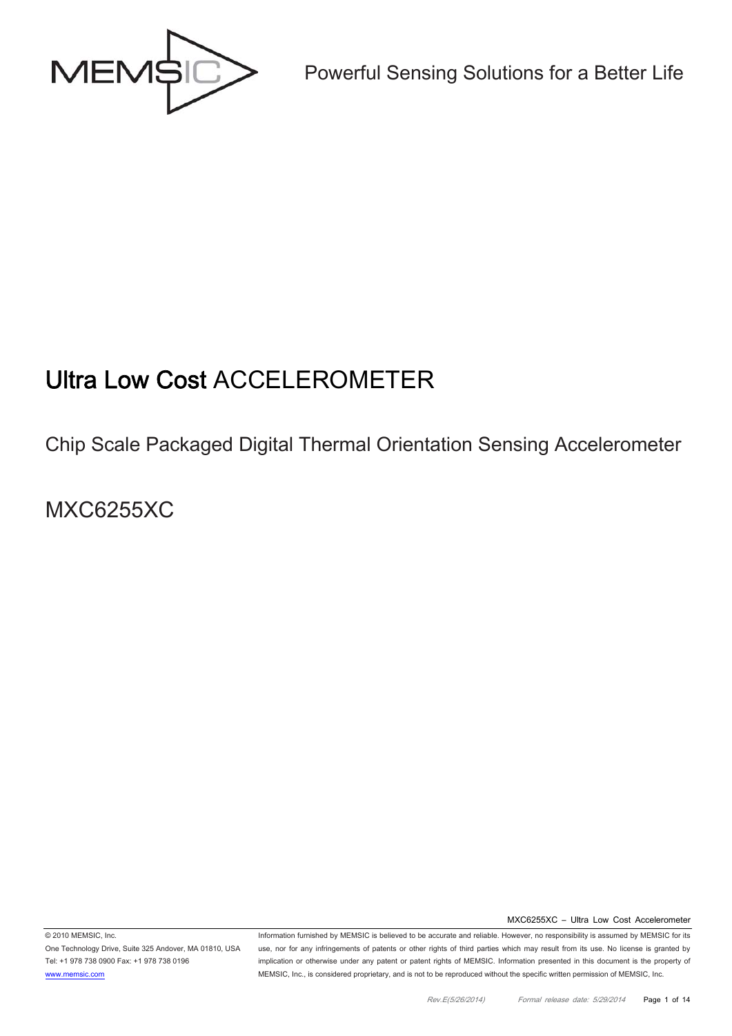Powerful Sensing Solutions for a Better Life

# Ultra Low Cost ACCELEROMETER

## Chip Scale Packaged Digital Thermal Orientation Sensing Accelerometer

## MXC6255XC

© 2010 MEMSIC, Inc.
One Technology Drive, Suite 325 Andover, MA 01810, USA
Tel: +1 978 738 0900 Fax: +1 978 738 0196
www.memsic.com

Information furnished by MEMSIC is believed to be accurate and reliable. However, no responsibility is assumed by MEMSIC for its use, nor for any infringements of patents or other rights of third parties which may result from its use. No license is granted by implication or otherwise under any patent or patent rights of MEMSIC. Information presented in this document is the property of MEMSIC, Inc., is considered proprietary, and is not to be reproduced without the specific written permission of MEMSIC, Inc.

Rev.E(5/26/2014) Formal release date: 5/29/2014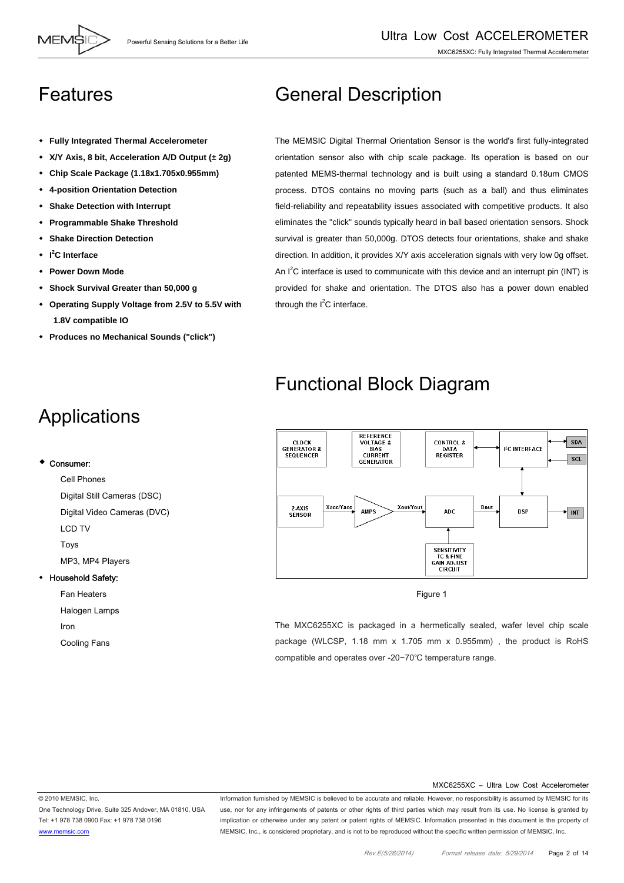# Features

- **Fully Integrated Thermal Accelerometer**
- **X/Y Axis, 8 bit, Acceleration A/D Output (± 2g)**
- **Chip Scale Package (1.18x1.705x0.955mm)**
- **4-position Orientation Detection**
- **Shake Detection with Interrupt**
- **Programmable Shake Threshold**
- **Shake Direction Detection**
- **$I^2C$ Interface**
- **Power Down Mode**
- **Shock Survival Greater than 50,000 g**
- **Operating Supply Voltage from 2.5V to 5.5V with 1.8V compatible IO**
- **Produces no Mechanical Sounds ("click")**

# General Description

The MEMSIC Digital Thermal Orientation Sensor is the world's first fully-integrated orientation sensor also with chip scale package. Its operation is based on our patented MEMS-thermal technology and is built using a standard 0.18um CMOS process. DTOS contains no moving parts (such as a ball) and thus eliminates field-reliability and repeatability issues associated with competitive products. It also eliminates the "click" sounds typically heard in ball based orientation sensors. Shock survival is greater than 50,000g. DTOS detects four orientations, shake and shake direction. In addition, it provides X/Y axis acceleration signals with very low 0g offset. An $I^2C$ interface is used to communicate with this device and an interrupt pin (INT) is provided for shake and orientation. The DTOS also has a power down enabled through the $I^2C$ interface.

# Functional Block Diagram

Figure 1

The MXC6255XC is packaged in a hermetically sealed, wafer level chip scale package (WLCSP, 1.18 mm x 1.705 mm x 0.955mm) , the product is RoHS compatible and operates over -20~70℃ temperature range.

# Applications

- Consumer:
  - Cell Phones
  - Digital Still Cameras (DSC)
  - Digital Video Cameras (DVC)
  - LCD TV
  - Toys
  - MP3, MP4 Players
- Household Safety:
  - Fan Heaters
  - Halogen Lamps
  - Iron
  - Cooling Fans

MXC6255XC – Ultra Low Cost Accelerometer

© 2010 MEMSIC, Inc.
One Technology Drive, Suite 325 Andover, MA 01810, USA
Tel: +1 978 738 0900 Fax: +1 978 738 0196
www.memsic.com

Information furnished by MEMSIC is believed to be accurate and reliable. However, no responsibility is assumed by MEMSIC for its use, nor for any infringements of patents or other rights of third parties which may result from its use. No license is granted by implication or otherwise under any patent or patent rights of MEMSIC. Information presented in this document is the property of MEMSIC, Inc., is considered proprietary, and is not to be reproduced without the specific written permission of MEMSIC, Inc.

Rev.E(5/26/2014) Formal release date: 5/29/2014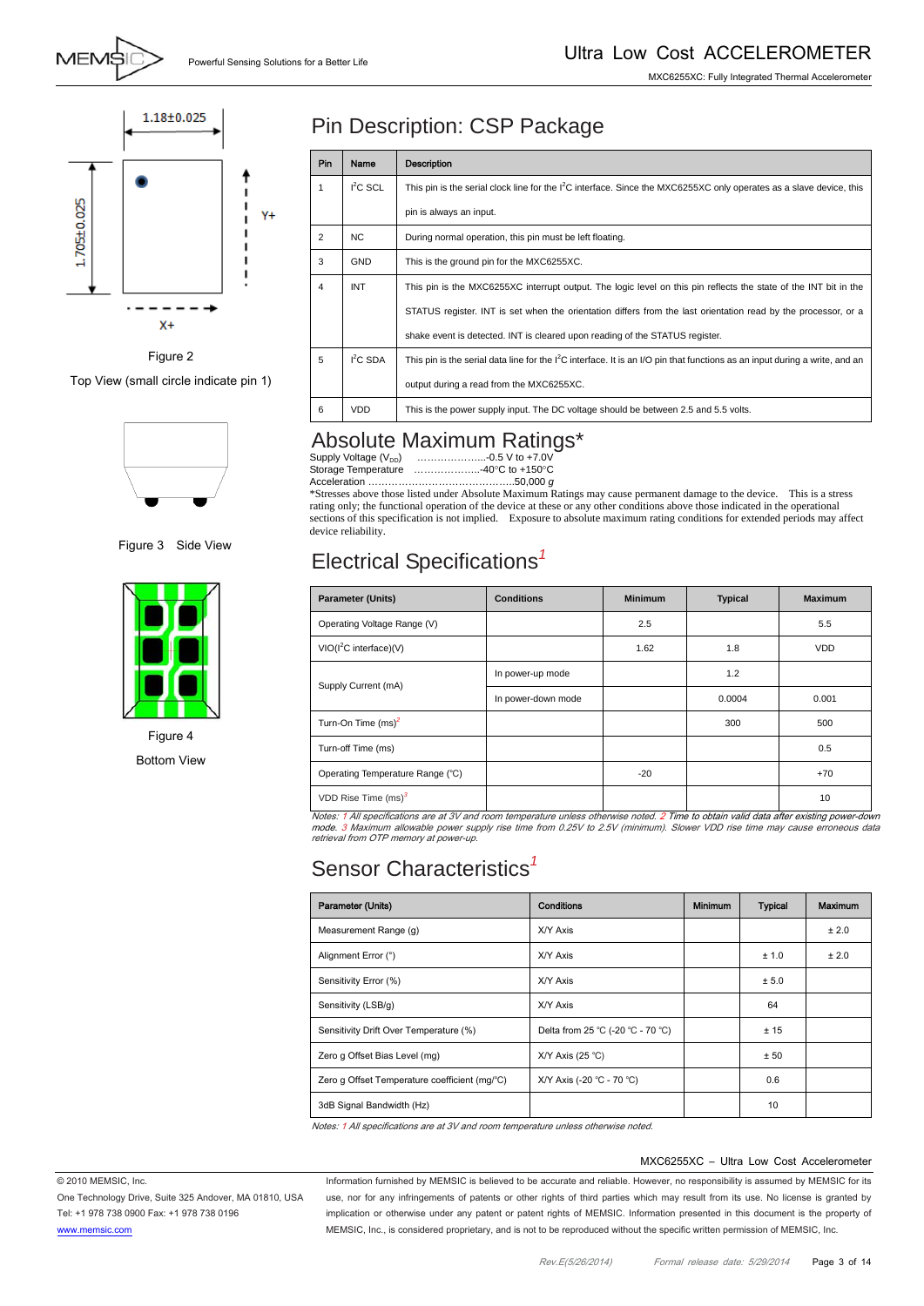1.18±0.025

1.705±0.025

Y+

X+

Figure 2

Top View (small circle indicate pin 1)

Figure 3 Side View

Figure 4

Bottom View

## Pin Description: CSP Package

| Pin | Name | Description |
|---|---|---|
| 1 | $I^2C$ SCL | This pin is the serial clock line for the $I^2C$ interface. Since the MXC6255XC only operates as a slave device, this pin is always an input. |
| 2 | NC | During normal operation, this pin must be left floating. |
| 3 | GND | This is the ground pin for the MXC6255XC. |
| 4 | INT | This pin is the MXC6255XC interrupt output. The logic level on this pin reflects the state of the INT bit in the STATUS register. INT is set when the orientation differs from the last orientation read by the processor, or a shake event is detected. INT is cleared upon reading of the STATUS register. |
| 5 | $I^2C$ SDA | This pin is the serial data line for the $I^2C$ interface. It is an I/O pin that functions as an input during a write, and an output during a read from the MXC6255XC. |
| 6 | VDD | This is the power supply input. The DC voltage should be between 2.5 and 5.5 volts. |

## Absolute Maximum Ratings*

Supply Voltage ($V_{DD}$) …………………..-0.5 V to +7.0V
Storage Temperature ………………..-40°C to +150°C
Acceleration ……………………………………..50,000 *g*

*Stresses above those listed under Absolute Maximum Ratings may cause permanent damage to the device. This is a stress rating only; the functional operation of the device at these or any other conditions above those indicated in the operational sections of this specification is not implied. Exposure to absolute maximum rating conditions for extended periods may affect device reliability.

## Electrical Specifications[1]

| Parameter (Units) | Conditions | Minimum | Typical | Maximum |
|---|---|---|---|---|
| Operating Voltage Range (V) | | 2.5 | | 5.5 |
| VIO($I^2C$ interface)(V) | | 1.62 | 1.8 | VDD |
| Supply Current (mA) | In power-up mode | | 1.2 | |
| | In power-down mode | | 0.0004 | 0.001 |
| Turn-On Time (ms)[2] | | | 300 | 500 |
| Turn-off Time (ms) | | | | 0.5 |
| Operating Temperature Range (℃) | | -20 | | +70 |
| VDD Rise Time (ms)[3] | | | | 10 |

*Notes: 1 All specifications are at 3V and room temperature unless otherwise noted. 2 Time to obtain valid data after existing power-down mode. 3 Maximum allowable power supply rise time from 0.25V to 2.5V (minimum). Slower VDD rise time may cause erroneous data retrieval from OTP memory at power-up.*

## Sensor Characteristics[1]

| Parameter (Units) | Conditions | Minimum | Typical | Maximum |
|---|---|---|---|---|
| Measurement Range (g) | X/Y Axis | | | ± 2.0 |
| Alignment Error (°) | X/Y Axis | | ± 1.0 | ± 2.0 |
| Sensitivity Error (%) | X/Y Axis | | ± 5.0 | |
| Sensitivity (LSB/g) | X/Y Axis | | 64 | |
| Sensitivity Drift Over Temperature (%) | Delta from 25 ℃ (-20 ℃ - 70 ℃) | | ± 15 | |
| Zero g Offset Bias Level (mg) | X/Y Axis (25 ℃) | | ± 50 | |
| Zero g Offset Temperature coefficient (mg/℃) | X/Y Axis (-20 ℃ - 70 ℃) | | 0.6 | |
| 3dB Signal Bandwidth (Hz) | | | 10 | |

*Notes: 1 All specifications are at 3V and room temperature unless otherwise noted.*

© 2010 MEMSIC, Inc.
One Technology Drive, Suite 325 Andover, MA 01810, USA
Tel: +1 978 738 0900 Fax: +1 978 738 0196
www.memsic.com

Information furnished by MEMSIC is believed to be accurate and reliable. However, no responsibility is assumed by MEMSIC for its use, nor for any infringements of patents or other rights of third parties which may result from its use. No license is granted by implication or otherwise under any patent or patent rights of MEMSIC. Information presented in this document is the property of MEMSIC, Inc., is considered proprietary, and is not to be reproduced without the specific written permission of MEMSIC, Inc.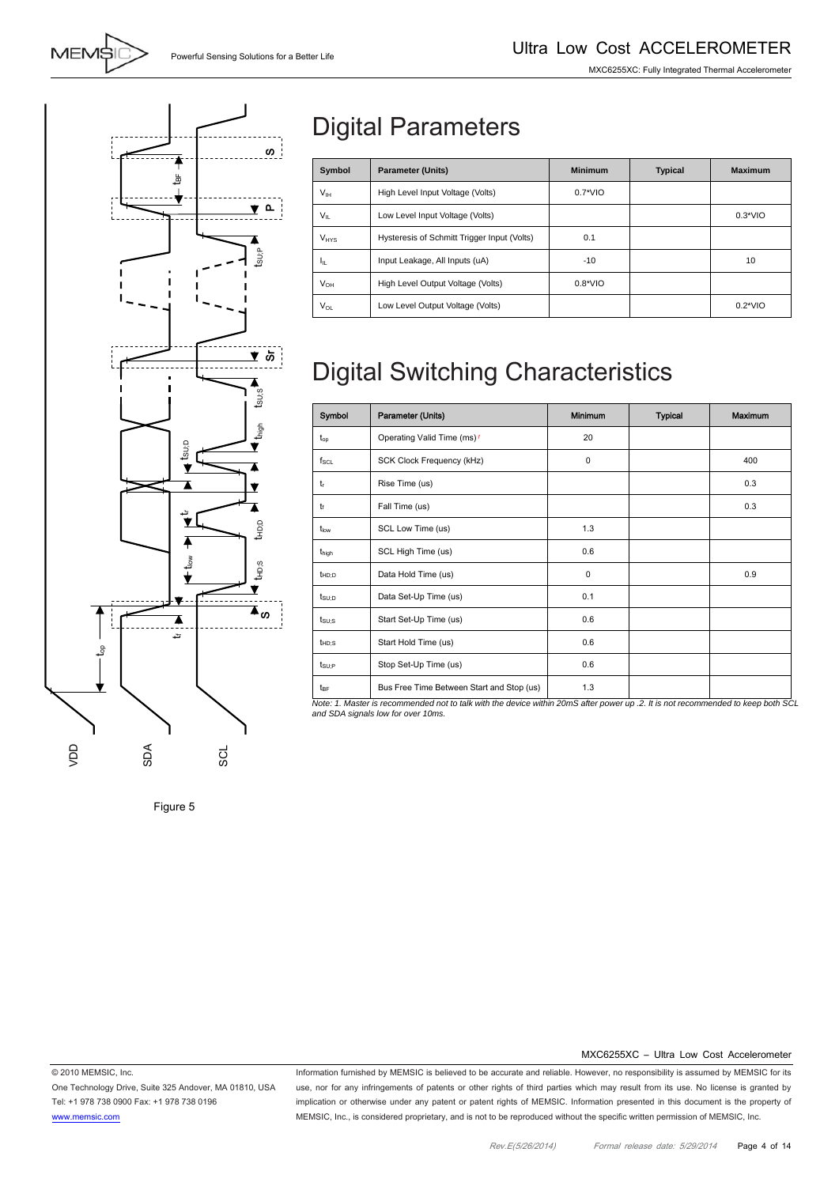Figure 5

# Digital Parameters

| Symbol | Parameter (Units) | Minimum | Typical | Maximum |
|---|---|---|---|---|
| $V_{IH}$ | High Level Input Voltage (Volts) | 0.7*VIO | | |
| $V_{IL}$ | Low Level Input Voltage (Volts) | | | 0.3*VIO |
| $V_{HYS}$ | Hysteresis of Schmitt Trigger Input (Volts) | 0.1 | | |
| $I_{IL}$ | Input Leakage, All Inputs (uA) | -10 | | 10 |
| $V_{OH}$ | High Level Output Voltage (Volts) | 0.8*VIO | | |
| $V_{OL}$ | Low Level Output Voltage (Volts) | | | 0.2*VIO |

# Digital Switching Characteristics

| Symbol | Parameter (Units) | Minimum | Typical | Maximum |
|---|---|---|---|---|
| $t_{op}$ | Operating Valid Time (ms) [1] | 20 | | |
| $f_{SCL}$ | SCK Clock Frequency (kHz) | 0 | | 400 |
| $t_r$ | Rise Time (us) | | | 0.3 |
| $t_f$ | Fall Time (us) | | | 0.3 |
| $t_{low}$ | SCL Low Time (us) | 1.3 | | |
| $t_{high}$ | SCL High Time (us) | 0.6 | | |
| $t_{HD;D}$ | Data Hold Time (us) | 0 | | 0.9 |
| $t_{SU;D}$ | Data Set-Up Time (us) | 0.1 | | |
| $t_{SU;S}$ | Start Set-Up Time (us) | 0.6 | | |
| $t_{HD;S}$ | Start Hold Time (us) | 0.6 | | |
| $t_{SU;P}$ | Stop Set-Up Time (us) | 0.6 | | |
| $t_{BF}$ | Bus Free Time Between Start and Stop (us) | 1.3 | | |

*Note: 1. Master is recommended not to talk with the device within 20mS after power up .2. It is not recommended to keep both SCL and SDA signals low for over 10ms.*

© 2010 MEMSIC, Inc.
One Technology Drive, Suite 325 Andover, MA 01810, USA
Tel: +1 978 738 0900 Fax: +1 978 738 0196
www.memsic.com

Information furnished by MEMSIC is believed to be accurate and reliable. However, no responsibility is assumed by MEMSIC for its use, nor for any infringements of patents or other rights of third parties which may result from its use. No license is granted by implication or otherwise under any patent or patent rights of MEMSIC. Information presented in this document is the property of MEMSIC, Inc., is considered proprietary, and is not to be reproduced without the specific written permission of MEMSIC, Inc.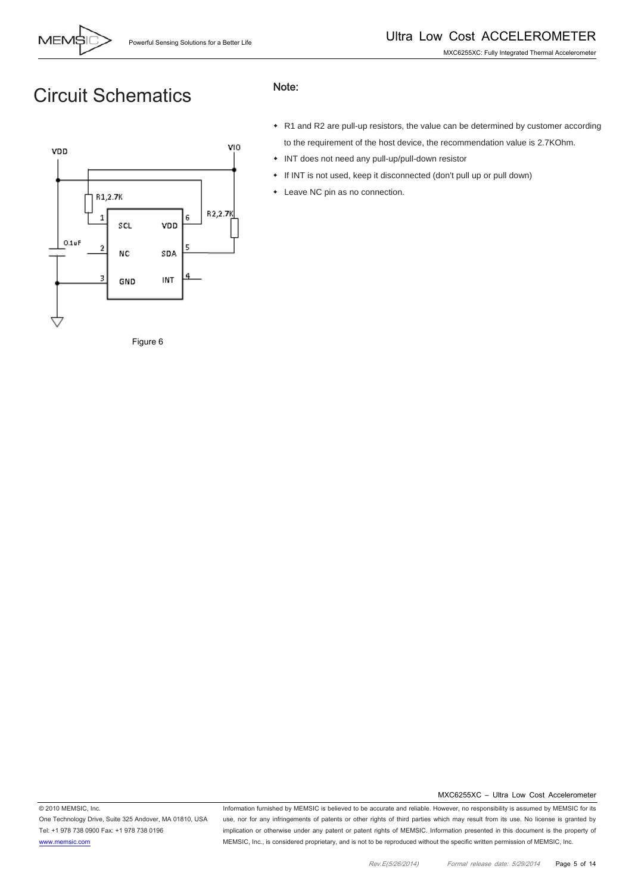# Circuit Schematics

Figure 6

**Note:**

- R1 and R2 are pull-up resistors, the value can be determined by customer according to the requirement of the host device, the recommendation value is 2.7KOhm.
- INT does not need any pull-up/pull-down resistor
- If INT is not used, keep it disconnected (don't pull up or pull down)
- Leave NC pin as no connection.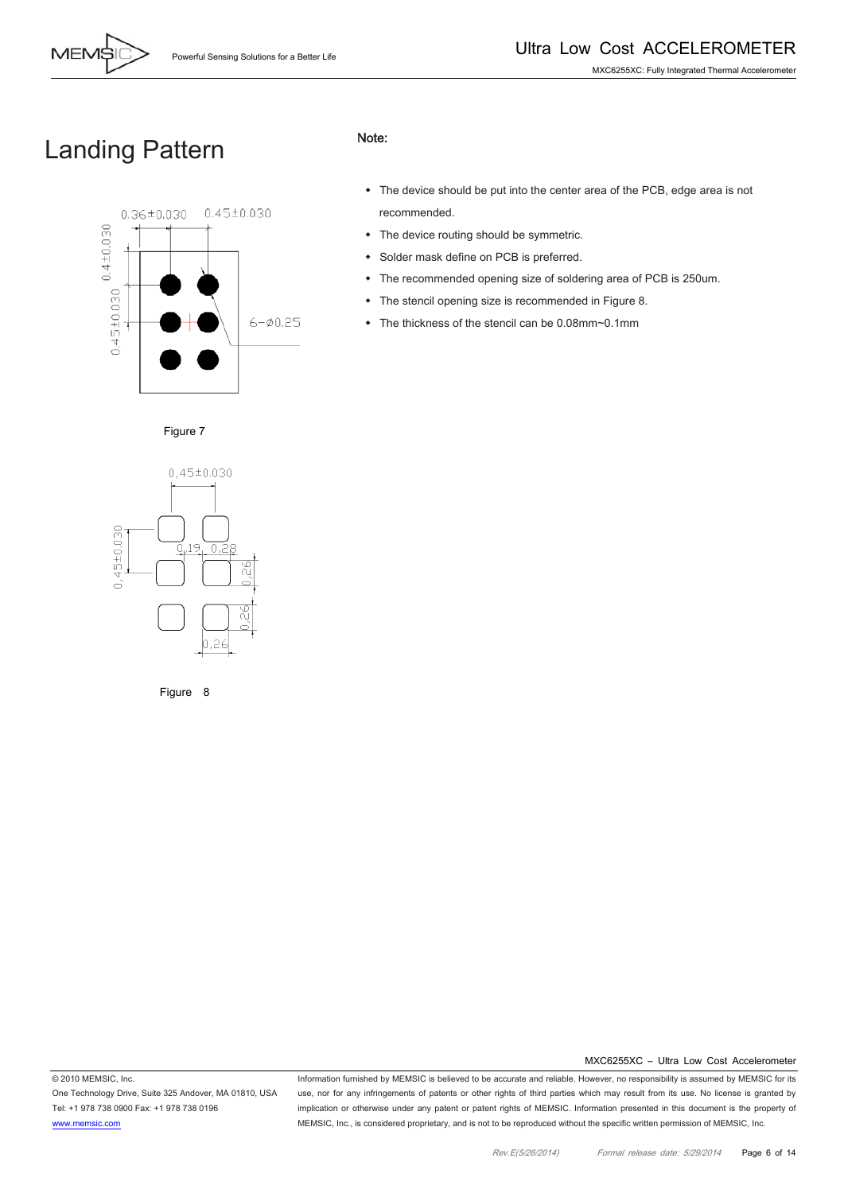# Landing Pattern

Figure 7

Figure 8

**Note:**

- The device should be put into the center area of the PCB, edge area is not recommended.
- The device routing should be symmetric.
- Solder mask define on PCB is preferred.
- The recommended opening size of soldering area of PCB is 250um.
- The stencil opening size is recommended in Figure 8.
- The thickness of the stencil can be 0.08mm~0.1mm

MXC6255XC – Ultra Low Cost Accelerometer

© 2010 MEMSIC, Inc.
One Technology Drive, Suite 325 Andover, MA 01810, USA
Tel: +1 978 738 0900 Fax: +1 978 738 0196
www.memsic.com

Information furnished by MEMSIC is believed to be accurate and reliable. However, no responsibility is assumed by MEMSIC for its use, nor for any infringements of patents or other rights of third parties which may result from its use. No license is granted by implication or otherwise under any patent or patent rights of MEMSIC. Information presented in this document is the property of MEMSIC, Inc., is considered proprietary, and is not to be reproduced without the specific written permission of MEMSIC, Inc.

Rev.E(5/26/2014) Formal release date: 5/29/2014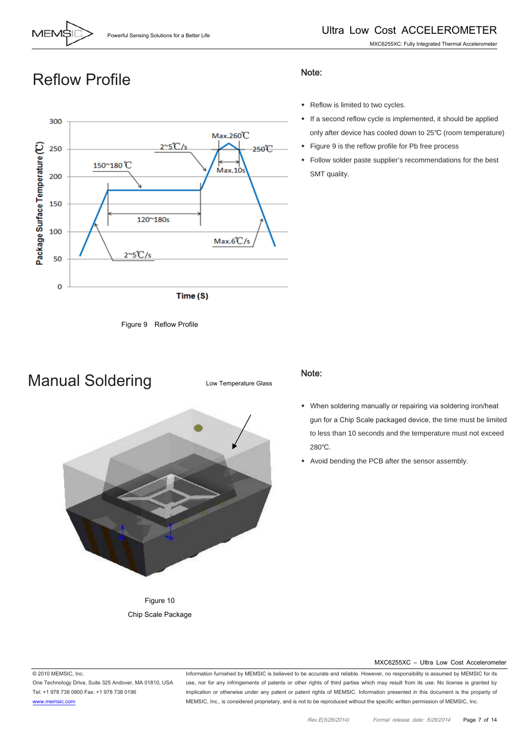# Reflow Profile

Figure 9 Reflow Profile

**Note:**

- Reflow is limited to two cycles.
- If a second reflow cycle is implemented, it should be applied only after device has cooled down to 25℃ (room temperature)
- Figure 9 is the reflow profile for Pb free process
- Follow solder paste supplier's recommendations for the best SMT quality.

# Manual Soldering

Figure 10

Chip Scale Package

**Note:**

- When soldering manually or repairing via soldering iron/heat gun for a Chip Scale packaged device, the time must be limited to less than 10 seconds and the temperature must not exceed 280℃.
- Avoid bending the PCB after the sensor assembly.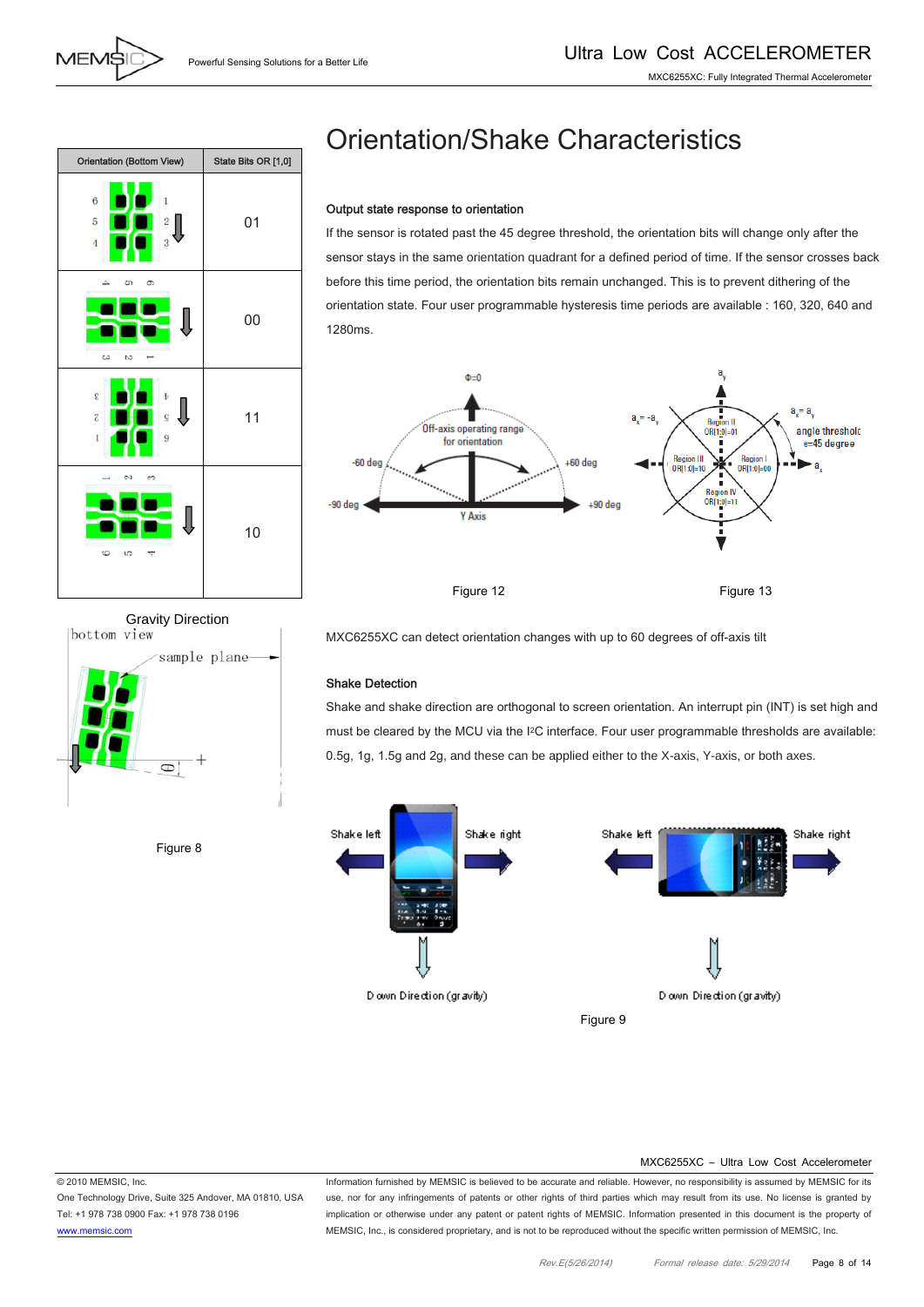# Orientation/Shake Characteristics

| Orientation (Bottom View) | State Bits OR [1,0] |
|---|---|
| | 01 |
| | 00 |
| | 11 |
| | 10 |

Gravity Direction

Figure 8

### Output state response to orientation

If the sensor is rotated past the 45 degree threshold, the orientation bits will change only after the sensor stays in the same orientation quadrant for a defined period of time. If the sensor crosses back before this time period, the orientation bits remain unchanged. This is to prevent dithering of the orientation state. Four user programmable hysteresis time periods are available : 160, 320, 640 and 1280ms.

Figure 12

Figure 13

MXC6255XC can detect orientation changes with up to 60 degrees of off-axis tilt

### Shake Detection

Shake and shake direction are orthogonal to screen orientation. An interrupt pin (INT) is set high and must be cleared by the MCU via the I²C interface. Four user programmable thresholds are available: 0.5g, 1g, 1.5g and 2g, and these can be applied either to the X-axis, Y-axis, or both axes.

Figure 9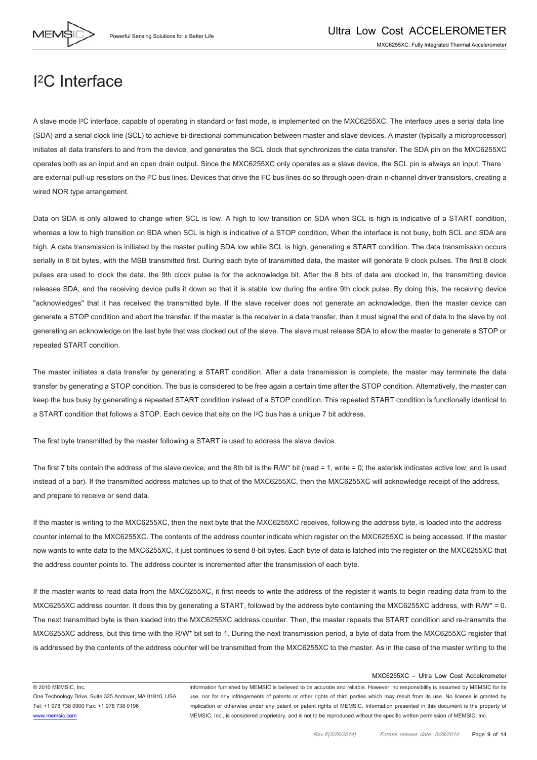# I$^2$C Interface

A slave mode I$^2$C interface, capable of operating in standard or fast mode, is implemented on the MXC6255XC. The interface uses a serial data line (SDA) and a serial clock line (SCL) to achieve bi-directional communication between master and slave devices. A master (typically a microprocessor) initiates all data transfers to and from the device, and generates the SCL clock that synchronizes the data transfer. The SDA pin on the MXC6255XC operates both as an input and an open drain output. Since the MXC6255XC only operates as a slave device, the SCL pin is always an input. There are external pull-up resistors on the I$^2$C bus lines. Devices that drive the I$^2$C bus lines do so through open-drain n-channel driver transistors, creating a wired NOR type arrangement.

Data on SDA is only allowed to change when SCL is low. A high to low transition on SDA when SCL is high is indicative of a START condition, whereas a low to high transition on SDA when SCL is high is indicative of a STOP condition. When the interface is not busy, both SCL and SDA are high. A data transmission is initiated by the master pulling SDA low while SCL is high, generating a START condition. The data transmission occurs serially in 8 bit bytes, with the MSB transmitted first. During each byte of transmitted data, the master will generate 9 clock pulses. The first 8 clock pulses are used to clock the data, the 9th clock pulse is for the acknowledge bit. After the 8 bits of data are clocked in, the transmitting device releases SDA, and the receiving device pulls it down so that it is stable low during the entire 9th clock pulse. By doing this, the receiving device "acknowledges" that it has received the transmitted byte. If the slave receiver does not generate an acknowledge, then the master device can generate a STOP condition and abort the transfer. If the master is the receiver in a data transfer, then it must signal the end of data to the slave by not generating an acknowledge on the last byte that was clocked out of the slave. The slave must release SDA to allow the master to generate a STOP or repeated START condition.

The master initiates a data transfer by generating a START condition. After a data transmission is complete, the master may terminate the data transfer by generating a STOP condition. The bus is considered to be free again a certain time after the STOP condition. Alternatively, the master can keep the bus busy by generating a repeated START condition instead of a STOP condition. This repeated START condition is functionally identical to a START condition that follows a STOP. Each device that sits on the I$^2$C bus has a unique 7 bit address.

The first byte transmitted by the master following a START is used to address the slave device.

The first 7 bits contain the address of the slave device, and the 8th bit is the R/W* bit (read = 1, write = 0; the asterisk indicates active low, and is used instead of a bar). If the transmitted address matches up to that of the MXC6255XC, then the MXC6255XC will acknowledge receipt of the address, and prepare to receive or send data.

If the master is writing to the MXC6255XC, then the next byte that the MXC6255XC receives, following the address byte, is loaded into the address counter internal to the MXC6255XC. The contents of the address counter indicate which register on the MXC6255XC is being accessed. If the master now wants to write data to the MXC6255XC, it just continues to send 8-bit bytes. Each byte of data is latched into the register on the MXC6255XC that the address counter points to. The address counter is incremented after the transmission of each byte.

If the master wants to read data from the MXC6255XC, it first needs to write the address of the register it wants to begin reading data from to the MXC6255XC address counter. It does this by generating a START, followed by the address byte containing the MXC6255XC address, with R/W* = 0. The next transmitted byte is then loaded into the MXC6255XC address counter. Then, the master repeats the START condition and re-transmits the MXC6255XC address, but this time with the R/W* bit set to 1. During the next transmission period, a byte of data from the MXC6255XC register that is addressed by the contents of the address counter will be transmitted from the MXC6255XC to the master. As in the case of the master writing to the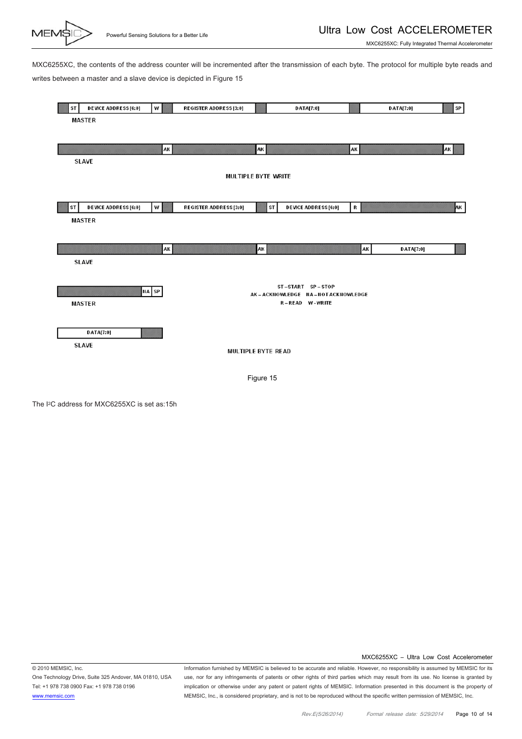MXC6255XC, the contents of the address counter will be incremented after the transmission of each byte. The protocol for multiple byte reads and writes between a master and a slave device is depicted in Figure 15

**MULTIPLE BYTE WRITE**

| | | | | | | | | | | |
|---|---|---|---|---|---|---|---|---|---|---|
| MASTER | ST | DEVICE ADDRESS [6:0] | W | | REGISTER ADDRESS [3:0] | | DATA[7:0] | | DATA[7:0] | | SP |
| SLAVE | | | | AK | | AK | | AK | | AK | |

**MULTIPLE BYTE READ**

| | | | | | | | | | | | |
|---|---|---|---|---|---|---|---|---|---|---|---|
| MASTER | ST | DEVICE ADDRESS [6:0] | W | | REGISTER ADDRESS [3:0] | | ST | DEVICE ADDRESS [6:0] | R | | AK |
| SLAVE | | | | AK | | AK | | | | AK | DATA[7:0] |

| | | | |
|---|---|---|---|
| MASTER | | NA | SP |
| SLAVE | DATA[7:0] | | |

ST – START SP – STOP
AK – ACKNOWLEDGE NA – NOT ACKNOWLEDGE
R – READ W - WRITE

Figure 15

The I²C address for MXC6255XC is set as:15h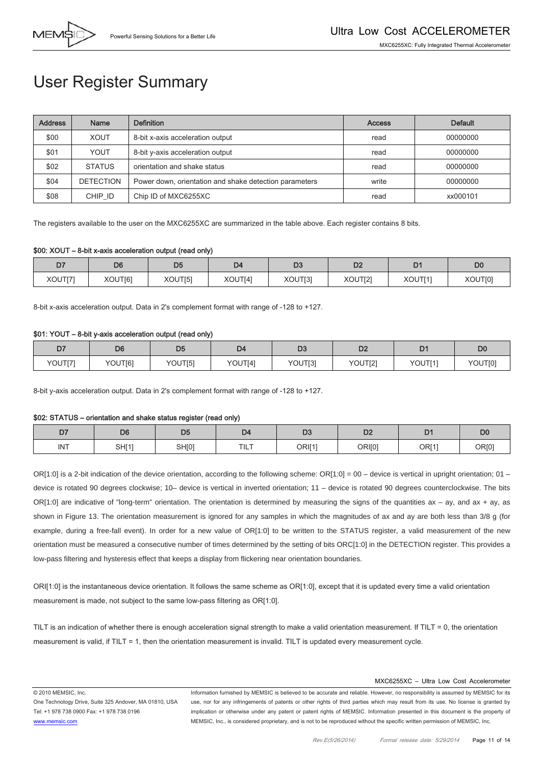# User Register Summary

| Address | Name | Definition | Access | Default |
|---|---|---|---|---|
| $00 | XOUT | 8-bit x-axis acceleration output | read | 00000000 |
| $01 | YOUT | 8-bit y-axis acceleration output | read | 00000000 |
| $02 | STATUS | orientation and shake status | read | 00000000 |
| $04 | DETECTION | Power down, orientation and shake detection parameters | write | 00000000 |
| $08 | CHIP_ID | Chip ID of MXC6255XC | read | xx000101 |

The registers available to the user on the MXC6255XC are summarized in the table above. Each register contains 8 bits.

**$00: XOUT – 8-bit x-axis acceleration output (read only)**

| D7 | D6 | D5 | D4 | D3 | D2 | D1 | D0 |
|---|---|---|---|---|---|---|---|
| XOUT[7] | XOUT[6] | XOUT[5] | XOUT[4] | XOUT[3] | XOUT[2] | XOUT[1] | XOUT[0] |

8-bit x-axis acceleration output. Data in 2's complement format with range of -128 to +127.

**$01: YOUT – 8-bit y-axis acceleration output (read only)**

| D7 | D6 | D5 | D4 | D3 | D2 | D1 | D0 |
|---|---|---|---|---|---|---|---|
| YOUT[7] | YOUT[6] | YOUT[5] | YOUT[4] | YOUT[3] | YOUT[2] | YOUT[1] | YOUT[0] |

8-bit y-axis acceleration output. Data in 2's complement format with range of -128 to +127.

**$02: STATUS – orientation and shake status register (read only)**

| D7 | D6 | D5 | D4 | D3 | D2 | D1 | D0 |
|---|---|---|---|---|---|---|---|
| INT | SH[1] | SH[0] | TILT | ORI[1] | ORI[0] | OR[1] | OR[0] |

OR[1:0] is a 2-bit indication of the device orientation, according to the following scheme: OR[1:0] = 00 – device is vertical in upright orientation; 01 – device is rotated 90 degrees clockwise; 10– device is vertical in inverted orientation; 11 – device is rotated 90 degrees counterclockwise. The bits OR[1:0] are indicative of "long-term" orientation. The orientation is determined by measuring the signs of the quantities ax – ay, and ax + ay, as shown in Figure 13. The orientation measurement is ignored for any samples in which the magnitudes of ax and ay are both less than 3/8 g (for example, during a free-fall event). In order for a new value of OR[1:0] to be written to the STATUS register, a valid measurement of the new orientation must be measured a consecutive number of times determined by the setting of bits ORC[1:0] in the DETECTION register. This provides a low-pass filtering and hysteresis effect that keeps a display from flickering near orientation boundaries.

ORI[1:0] is the instantaneous device orientation. It follows the same scheme as OR[1:0], except that it is updated every time a valid orientation measurement is made, not subject to the same low-pass filtering as OR[1:0].

TILT is an indication of whether there is enough acceleration signal strength to make a valid orientation measurement. If TILT = 0, the orientation measurement is valid, if TILT = 1, then the orientation measurement is invalid. TILT is updated every measurement cycle.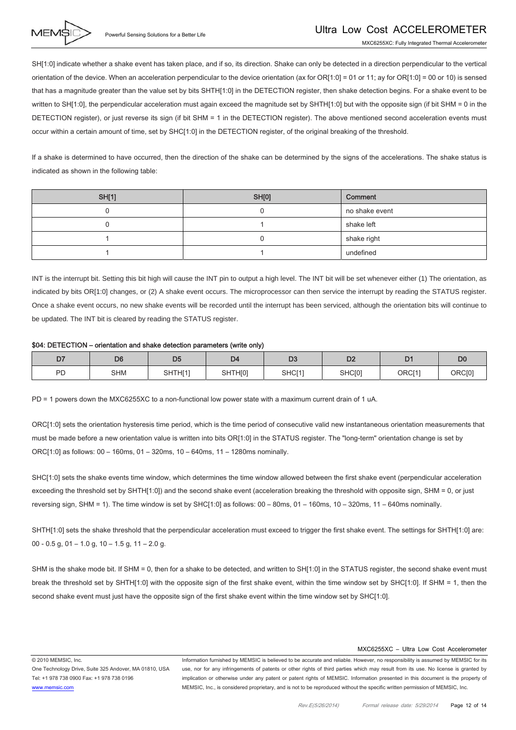SH[1:0] indicate whether a shake event has taken place, and if so, its direction. Shake can only be detected in a direction perpendicular to the vertical orientation of the device. When an acceleration perpendicular to the device orientation (ax for OR[1:0] = 01 or 11; ay for OR[1:0] = 00 or 10) is sensed that has a magnitude greater than the value set by bits SHTH[1:0] in the DETECTION register, then shake detection begins. For a shake event to be written to SH[1:0], the perpendicular acceleration must again exceed the magnitude set by SHTH[1:0] but with the opposite sign (if bit SHM = 0 in the DETECTION register), or just reverse its sign (if bit SHM = 1 in the DETECTION register). The above mentioned second acceleration events must occur within a certain amount of time, set by SHC[1:0] in the DETECTION register, of the original breaking of the threshold.

If a shake is determined to have occurred, then the direction of the shake can be determined by the signs of the accelerations. The shake status is indicated as shown in the following table:

| SH[1] | SH[0] | Comment |
|---|---|---|
| 0 | 0 | no shake event |
| 0 | 1 | shake left |
| 1 | 0 | shake right |
| 1 | 1 | undefined |

INT is the interrupt bit. Setting this bit high will cause the INT pin to output a high level. The INT bit will be set whenever either (1) The orientation, as indicated by bits OR[1:0] changes, or (2) A shake event occurs. The microprocessor can then service the interrupt by reading the STATUS register. Once a shake event occurs, no new shake events will be recorded until the interrupt has been serviced, although the orientation bits will continue to be updated. The INT bit is cleared by reading the STATUS register.

**$04: DETECTION – orientation and shake detection parameters (write only)**

| D7 | D6 | D5 | D4 | D3 | D2 | D1 | D0 |
|---|---|---|---|---|---|---|---|
| PD | SHM | SHTH[1] | SHTH[0] | SHC[1] | SHC[0] | ORC[1] | ORC[0] |

PD = 1 powers down the MXC6255XC to a non-functional low power state with a maximum current drain of 1 uA.

ORC[1:0] sets the orientation hysteresis time period, which is the time period of consecutive valid new instantaneous orientation measurements that must be made before a new orientation value is written into bits OR[1:0] in the STATUS register. The "long-term" orientation change is set by ORC[1:0] as follows: 00 – 160ms, 01 – 320ms, 10 – 640ms, 11 – 1280ms nominally.

SHC[1:0] sets the shake events time window, which determines the time window allowed between the first shake event (perpendicular acceleration exceeding the threshold set by SHTH[1:0]) and the second shake event (acceleration breaking the threshold with opposite sign, SHM = 0, or just reversing sign, SHM = 1). The time window is set by SHC[1:0] as follows: 00 – 80ms, 01 – 160ms, 10 – 320ms, 11 – 640ms nominally.

SHTH[1:0] sets the shake threshold that the perpendicular acceleration must exceed to trigger the first shake event. The settings for SHTH[1:0] are: 00 - 0.5 g, 01 – 1.0 g, 10 – 1.5 g, 11 – 2.0 g.

SHM is the shake mode bit. If SHM = 0, then for a shake to be detected, and written to SH[1:0] in the STATUS register, the second shake event must break the threshold set by SHTH[1:0] with the opposite sign of the first shake event, within the time window set by SHC[1:0]. If SHM = 1, then the second shake event must just have the opposite sign of the first shake event within the time window set by SHC[1:0].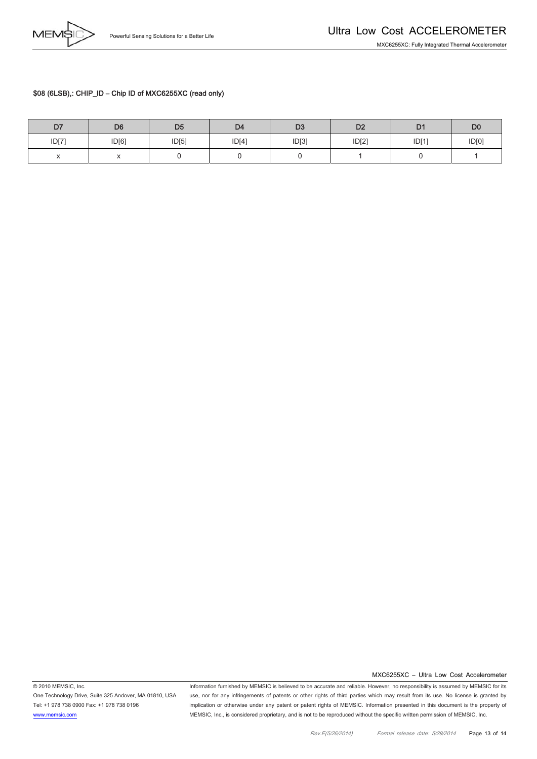**$08 (6LSB),: CHIP_ID – Chip ID of MXC6255XC (read only)**

| D7 | D6 | D5 | D4 | D3 | D2 | D1 | D0 |
|---|---|---|---|---|---|---|---|
| ID[7] | ID[6] | ID[5] | ID[4] | ID[3] | ID[2] | ID[1] | ID[0] |
| x | x | 0 | 0 | 0 | 1 | 0 | 1 |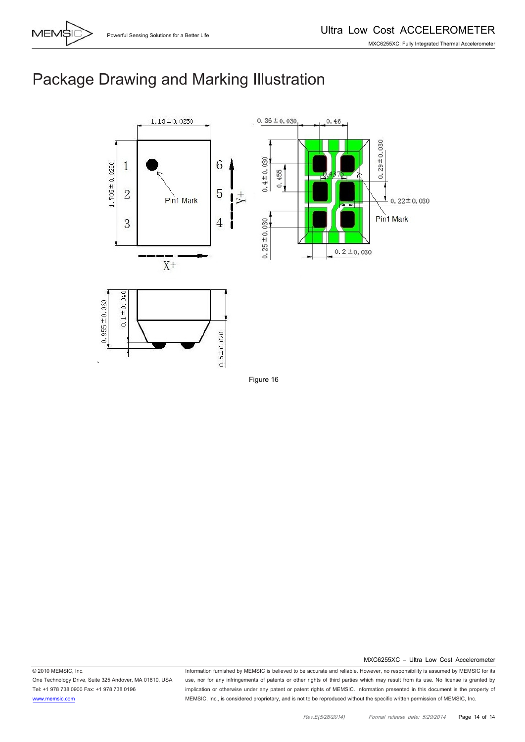# Package Drawing and Marking Illustration

1.18 ± 0.0250

1.705 ± 0.0250

1

2

3

6

5

4

Pin1 Mark

Y+

X+

0.36 ± 0.030

0.46

0.4 ± 0.030

0.455

0.4375

0.29 ± 0.030

0.22 ± 0.030

Pin1 Mark

0.25 ± 0.030

0.2 ± 0.030

0.955 ± 0.060

0.1 ± 0.040

0.5 ± 0.020

Figure 16

© 2010 MEMSIC, Inc.
One Technology Drive, Suite 325 Andover, MA 01810, USA
Tel: +1 978 738 0900 Fax: +1 978 738 0196
www.memsic.com

Information furnished by MEMSIC is believed to be accurate and reliable. However, no responsibility is assumed by MEMSIC for its use, nor for any infringements of patents or other rights of third parties which may result from its use. No license is granted by implication or otherwise under any patent or patent rights of MEMSIC. Information presented in this document is the property of MEMSIC, Inc., is considered proprietary, and is not to be reproduced without the specific written permission of MEMSIC, Inc.

Rev.E(5/26/2014) Formal release date: 5/29/2014